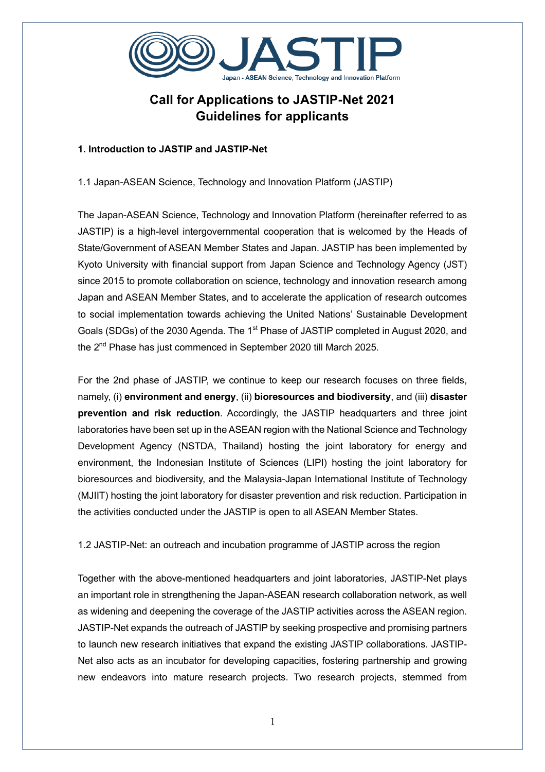# Call for Applications to JASTIP-Net 2021
# Guidelines for applicants

## 1. Introduction to JASTIP and JASTIP-Net

### 1.1 Japan-ASEAN Science, Technology and Innovation Platform (JASTIP)

The Japan-ASEAN Science, Technology and Innovation Platform (hereinafter referred to as JASTIP) is a high-level intergovernmental cooperation that is welcomed by the Heads of State/Government of ASEAN Member States and Japan. JASTIP has been implemented by Kyoto University with financial support from Japan Science and Technology Agency (JST) since 2015 to promote collaboration on science, technology and innovation research among Japan and ASEAN Member States, and to accelerate the application of research outcomes to social implementation towards achieving the United Nations' Sustainable Development Goals (SDGs) of the 2030 Agenda. The 1st Phase of JASTIP completed in August 2020, and the 2nd Phase has just commenced in September 2020 till March 2025.

For the 2nd phase of JASTIP, we continue to keep our research focuses on three fields, namely, (i) **environment and energy**, (ii) **bioresources and biodiversity**, and (iii) **disaster prevention and risk reduction**. Accordingly, the JASTIP headquarters and three joint laboratories have been set up in the ASEAN region with the National Science and Technology Development Agency (NSTDA, Thailand) hosting the joint laboratory for energy and environment, the Indonesian Institute of Sciences (LIPI) hosting the joint laboratory for bioresources and biodiversity, and the Malaysia-Japan International Institute of Technology (MJIIT) hosting the joint laboratory for disaster prevention and risk reduction. Participation in the activities conducted under the JASTIP is open to all ASEAN Member States.

### 1.2 JASTIP-Net: an outreach and incubation programme of JASTIP across the region

Together with the above-mentioned headquarters and joint laboratories, JASTIP-Net plays an important role in strengthening the Japan-ASEAN research collaboration network, as well as widening and deepening the coverage of the JASTIP activities across the ASEAN region. JASTIP-Net expands the outreach of JASTIP by seeking prospective and promising partners to launch new research initiatives that expand the existing JASTIP collaborations. JASTIP-Net also acts as an incubator for developing capacities, fostering partnership and growing new endeavors into mature research projects. Two research projects, stemmed from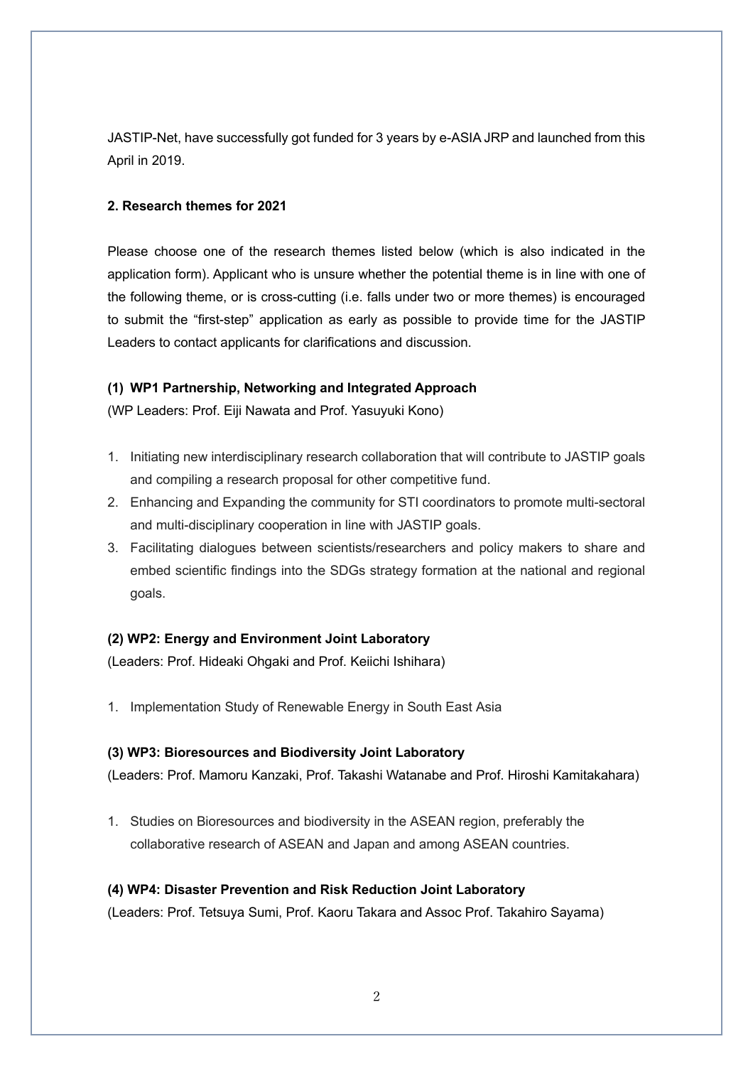JASTIP-Net, have successfully got funded for 3 years by e-ASIA JRP and launched from this April in 2019.

## 2. Research themes for 2021

Please choose one of the research themes listed below (which is also indicated in the application form). Applicant who is unsure whether the potential theme is in line with one of the following theme, or is cross-cutting (i.e. falls under two or more themes) is encouraged to submit the "first-step" application as early as possible to provide time for the JASTIP Leaders to contact applicants for clarifications and discussion.

### (1) WP1 Partnership, Networking and Integrated Approach

(WP Leaders: Prof. Eiji Nawata and Prof. Yasuyuki Kono)

1. Initiating new interdisciplinary research collaboration that will contribute to JASTIP goals and compiling a research proposal for other competitive fund.
2. Enhancing and Expanding the community for STI coordinators to promote multi-sectoral and multi-disciplinary cooperation in line with JASTIP goals.
3. Facilitating dialogues between scientists/researchers and policy makers to share and embed scientific findings into the SDGs strategy formation at the national and regional goals.

### (2) WP2: Energy and Environment Joint Laboratory

(Leaders: Prof. Hideaki Ohgaki and Prof. Keiichi Ishihara)

1. Implementation Study of Renewable Energy in South East Asia

### (3) WP3: Bioresources and Biodiversity Joint Laboratory

(Leaders: Prof. Mamoru Kanzaki, Prof. Takashi Watanabe and Prof. Hiroshi Kamitakahara)

1. Studies on Bioresources and biodiversity in the ASEAN region, preferably the collaborative research of ASEAN and Japan and among ASEAN countries.

### (4) WP4: Disaster Prevention and Risk Reduction Joint Laboratory

(Leaders: Prof. Tetsuya Sumi, Prof. Kaoru Takara and Assoc Prof. Takahiro Sayama)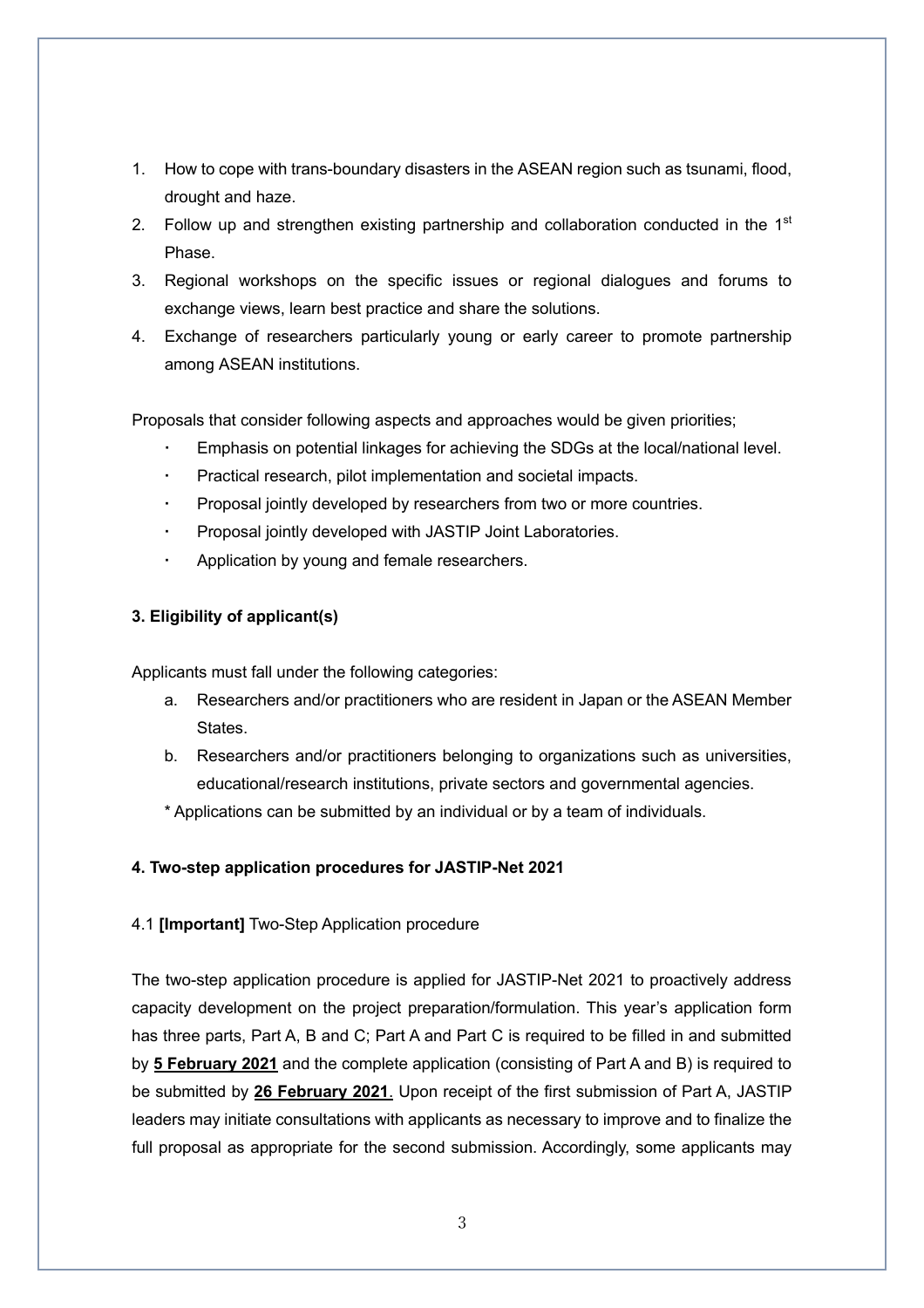1. How to cope with trans-boundary disasters in the ASEAN region such as tsunami, flood, drought and haze.
2. Follow up and strengthen existing partnership and collaboration conducted in the 1st Phase.
3. Regional workshops on the specific issues or regional dialogues and forums to exchange views, learn best practice and share the solutions.
4. Exchange of researchers particularly young or early career to promote partnership among ASEAN institutions.

Proposals that consider following aspects and approaches would be given priorities;

- Emphasis on potential linkages for achieving the SDGs at the local/national level.
- Practical research, pilot implementation and societal impacts.
- Proposal jointly developed by researchers from two or more countries.
- Proposal jointly developed with JASTIP Joint Laboratories.
- Application by young and female researchers.

### 3. Eligibility of applicant(s)

Applicants must fall under the following categories:

a. Researchers and/or practitioners who are resident in Japan or the ASEAN Member States.
b. Researchers and/or practitioners belonging to organizations such as universities, educational/research institutions, private sectors and governmental agencies.

\* Applications can be submitted by an individual or by a team of individuals.

### 4. Two-step application procedures for JASTIP-Net 2021

4.1 **[Important]** Two-Step Application procedure

The two-step application procedure is applied for JASTIP-Net 2021 to proactively address capacity development on the project preparation/formulation. This year's application form has three parts, Part A, B and C; Part A and Part C is required to be filled in and submitted by **5 February 2021** and the complete application (consisting of Part A and B) is required to be submitted by **26 February 2021**. Upon receipt of the first submission of Part A, JASTIP leaders may initiate consultations with applicants as necessary to improve and to finalize the full proposal as appropriate for the second submission. Accordingly, some applicants may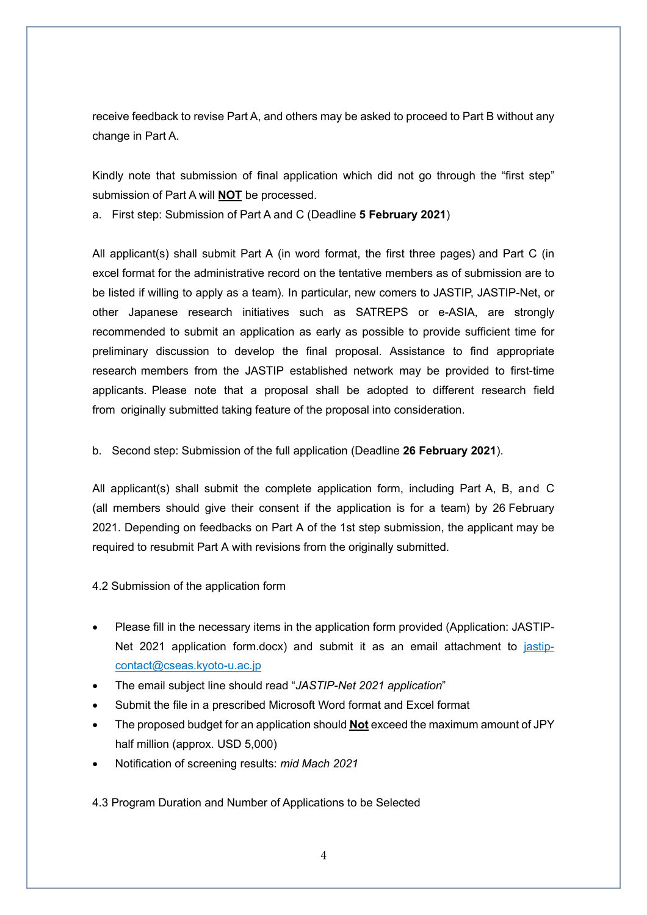receive feedback to revise Part A, and others may be asked to proceed to Part B without any change in Part A.

Kindly note that submission of final application which did not go through the "first step" submission of Part A will **NOT** be processed.

a. First step: Submission of Part A and C (Deadline **5 February 2021**)

All applicant(s) shall submit Part A (in word format, the first three pages) and Part C (in excel format for the administrative record on the tentative members as of submission are to be listed if willing to apply as a team). In particular, new comers to JASTIP, JASTIP-Net, or other Japanese research initiatives such as SATREPS or e-ASIA, are strongly recommended to submit an application as early as possible to provide sufficient time for preliminary discussion to develop the final proposal. Assistance to find appropriate research members from the JASTIP established network may be provided to first-time applicants. Please note that a proposal shall be adopted to different research field from originally submitted taking feature of the proposal into consideration.

b. Second step: Submission of the full application (Deadline **26 February 2021**).

All applicant(s) shall submit the complete application form, including Part A, B, and C (all members should give their consent if the application is for a team) by 26 February 2021. Depending on feedbacks on Part A of the 1st step submission, the applicant may be required to resubmit Part A with revisions from the originally submitted.

4.2 Submission of the application form

- Please fill in the necessary items in the application form provided (Application: JASTIP-Net 2021 application form.docx) and submit it as an email attachment to jastip-contact@cseas.kyoto-u.ac.jp
- The email subject line should read "*JASTIP-Net 2021 application*"
- Submit the file in a prescribed Microsoft Word format and Excel format
- The proposed budget for an application should **Not** exceed the maximum amount of JPY half million (approx. USD 5,000)
- Notification of screening results: *mid Mach 2021*

4.3 Program Duration and Number of Applications to be Selected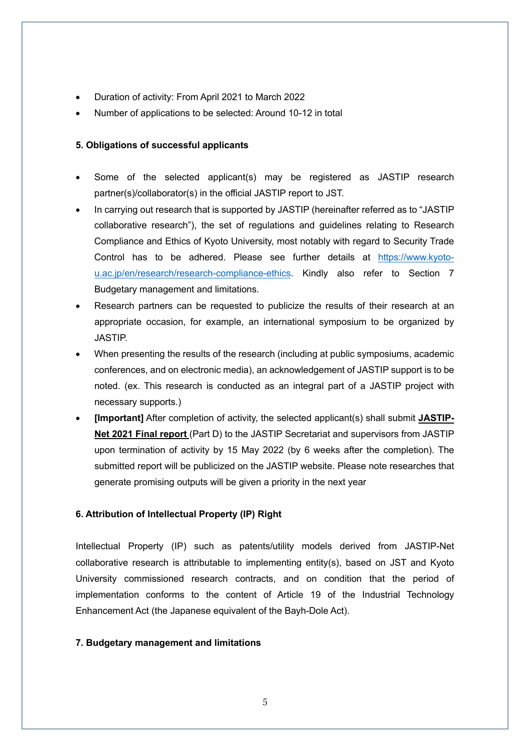- Duration of activity: From April 2021 to March 2022
- Number of applications to be selected: Around 10-12 in total

**5. Obligations of successful applicants**

- Some of the selected applicant(s) may be registered as JASTIP research partner(s)/collaborator(s) in the official JASTIP report to JST.
- In carrying out research that is supported by JASTIP (hereinafter referred as to "JASTIP collaborative research"), the set of regulations and guidelines relating to Research Compliance and Ethics of Kyoto University, most notably with regard to Security Trade Control has to be adhered. Please see further details at [https://www.kyoto-u.ac.jp/en/research/research-compliance-ethics](https://www.kyoto-u.ac.jp/en/research/research-compliance-ethics). Kindly also refer to Section 7 Budgetary management and limitations.
- Research partners can be requested to publicize the results of their research at an appropriate occasion, for example, an international symposium to be organized by JASTIP.
- When presenting the results of the research (including at public symposiums, academic conferences, and on electronic media), an acknowledgement of JASTIP support is to be noted. (ex. This research is conducted as an integral part of a JASTIP project with necessary supports.)
- **[Important]** After completion of activity, the selected applicant(s) shall submit **JASTIP-Net 2021 Final report** (Part D) to the JASTIP Secretariat and supervisors from JASTIP upon termination of activity by 15 May 2022 (by 6 weeks after the completion). The submitted report will be publicized on the JASTIP website. Please note researches that generate promising outputs will be given a priority in the next year

**6. Attribution of Intellectual Property (IP) Right**

Intellectual Property (IP) such as patents/utility models derived from JASTIP-Net collaborative research is attributable to implementing entity(s), based on JST and Kyoto University commissioned research contracts, and on condition that the period of implementation conforms to the content of Article 19 of the Industrial Technology Enhancement Act (the Japanese equivalent of the Bayh-Dole Act).

**7. Budgetary management and limitations**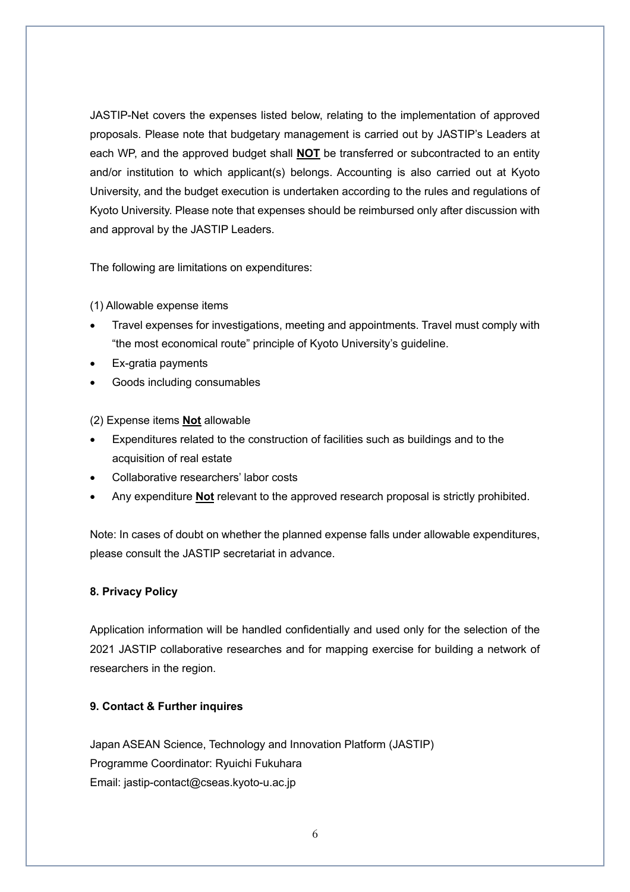JASTIP-Net covers the expenses listed below, relating to the implementation of approved proposals. Please note that budgetary management is carried out by JASTIP's Leaders at each WP, and the approved budget shall **NOT** be transferred or subcontracted to an entity and/or institution to which applicant(s) belongs. Accounting is also carried out at Kyoto University, and the budget execution is undertaken according to the rules and regulations of Kyoto University. Please note that expenses should be reimbursed only after discussion with and approval by the JASTIP Leaders.

The following are limitations on expenditures:

(1) Allowable expense items

- Travel expenses for investigations, meeting and appointments. Travel must comply with "the most economical route" principle of Kyoto University's guideline.
- Ex-gratia payments
- Goods including consumables

(2) Expense items **Not** allowable

- Expenditures related to the construction of facilities such as buildings and to the acquisition of real estate
- Collaborative researchers' labor costs
- Any expenditure **Not** relevant to the approved research proposal is strictly prohibited.

Note: In cases of doubt on whether the planned expense falls under allowable expenditures, please consult the JASTIP secretariat in advance.

**8. Privacy Policy**

Application information will be handled confidentially and used only for the selection of the 2021 JASTIP collaborative researches and for mapping exercise for building a network of researchers in the region.

**9. Contact & Further inquires**

Japan ASEAN Science, Technology and Innovation Platform (JASTIP)
Programme Coordinator: Ryuichi Fukuhara
Email: jastip-contact@cseas.kyoto-u.ac.jp